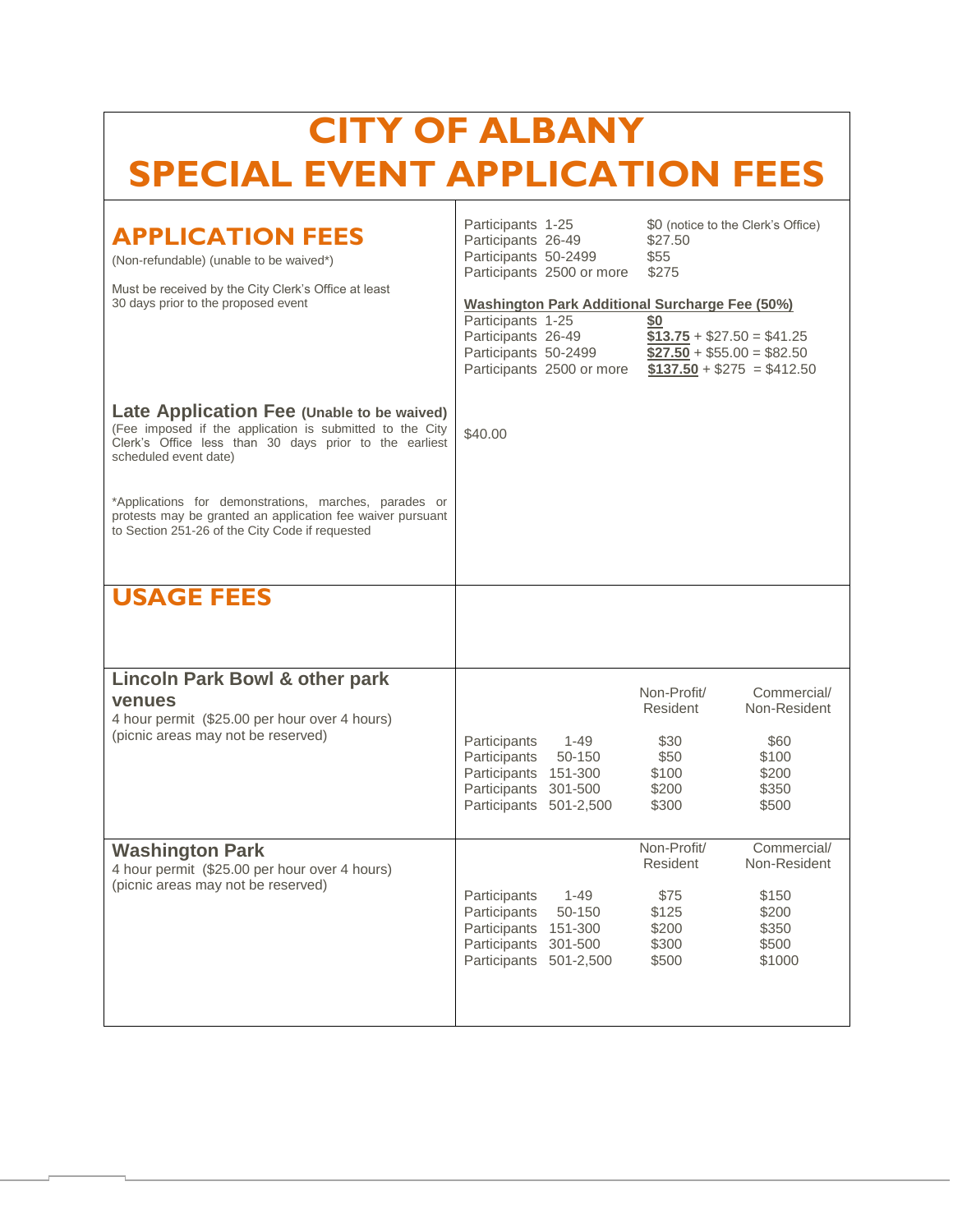# CITY OF ALBANY
# SPECIAL EVENT APPLICATION FEES

## APPLICATION FEES

(Non-refundable) (unable to be waived*)

Must be received by the City Clerk's Office at least 30 days prior to the proposed event

| Participants | Fee |
|---|---|
| Participants 1-25 | $0 (notice to the Clerk's Office) |
| Participants 26-49 | $27.50 |
| Participants 50-2499 | $55 |
| Participants 2500 or more | $275 |

**Washington Park Additional Surcharge Fee (50%)**

| Participants | Fee |
|---|---|
| Participants 1-25 | **$0** |
| Participants 26-49 | **$13.75** + $27.50 = $41.25 |
| Participants 50-2499 | **$27.50** + $55.00 = $82.50 |
| Participants 2500 or more | **$137.50** + $275 = $412.50 |

### Late Application Fee (Unable to be waived)

(Fee imposed if the application is submitted to the City Clerk's Office less than 30 days prior to the earliest scheduled event date)

$40.00

*Applications for demonstrations, marches, parades or protests may be granted an application fee waiver pursuant to Section 251-26 of the City Code if requested

## USAGE FEES

### Lincoln Park Bowl & other park venues

4 hour permit ($25.00 per hour over 4 hours)
(picnic areas may not be reserved)

| Participants | Non-Profit/ Resident | Commercial/ Non-Resident |
|---|---|---|
| Participants 1-49 | $30 | $60 |
| Participants 50-150 | $50 | $100 |
| Participants 151-300 | $100 | $200 |
| Participants 301-500 | $200 | $350 |
| Participants 501-2,500 | $300 | $500 |

### Washington Park

4 hour permit ($25.00 per hour over 4 hours)
(picnic areas may not be reserved)

| Participants | Non-Profit/ Resident | Commercial/ Non-Resident |
|---|---|---|
| Participants 1-49 | $75 | $150 |
| Participants 50-150 | $125 | $200 |
| Participants 151-300 | $200 | $350 |
| Participants 301-500 | $300 | $500 |
| Participants 501-2,500 | $500 | $1000 |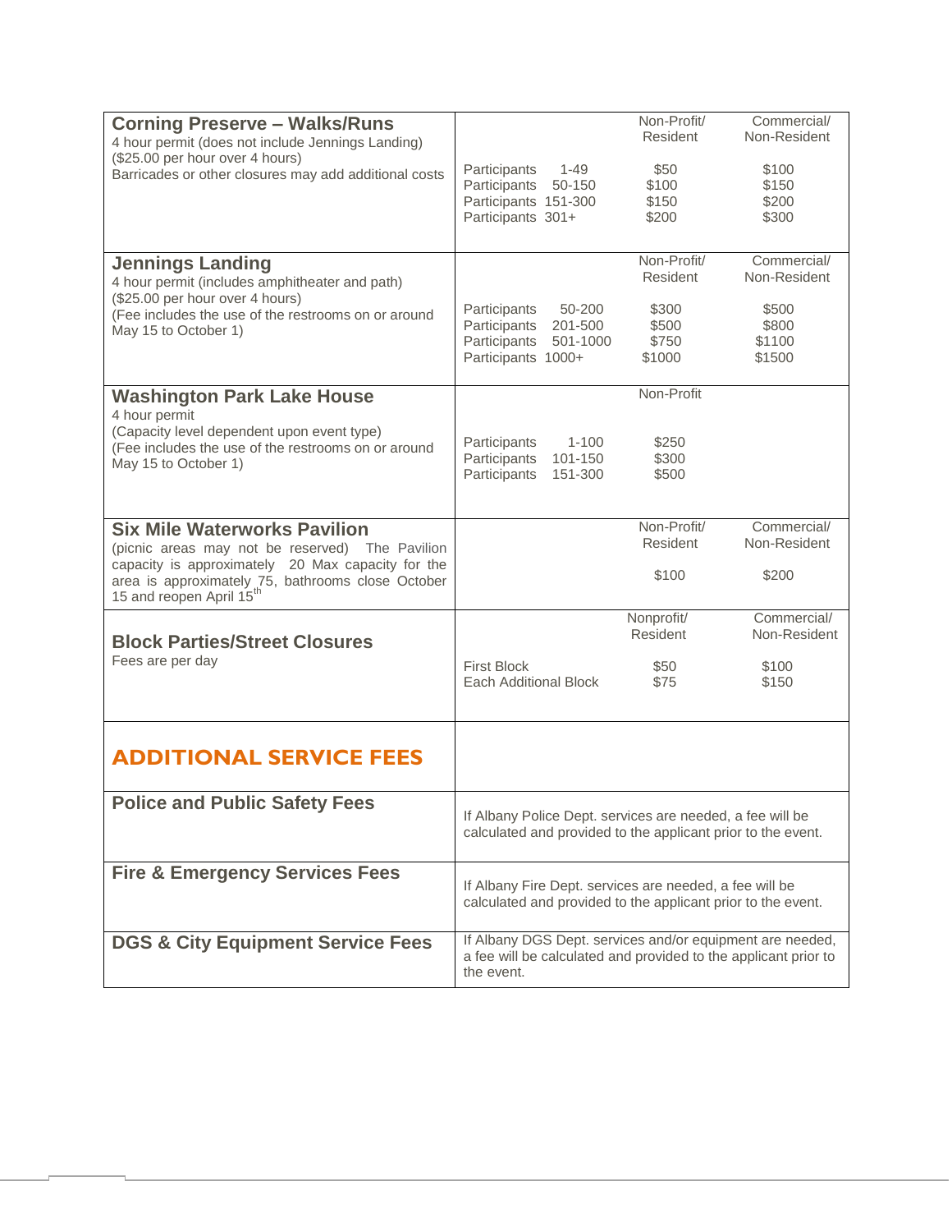| | | | |
|---|---|---|---|
| **Corning Preserve – Walks/Runs**<br>4 hour permit (does not include Jennings Landing)<br>($25.00 per hour over 4 hours)<br>Barricades or other closures may add additional costs | | Non-Profit/ Resident | Commercial/ Non-Resident |
| | Participants 1-49 | $50 | $100 |
| | Participants 50-150 | $100 | $150 |
| | Participants 151-300 | $150 | $200 |
| | Participants 301+ | $200 | $300 |
| **Jennings Landing**<br>4 hour permit (includes amphitheater and path)<br>($25.00 per hour over 4 hours)<br>(Fee includes the use of the restrooms on or around May 15 to October 1) | | Non-Profit/ Resident | Commercial/ Non-Resident |
| | Participants 50-200 | $300 | $500 |
| | Participants 201-500 | $500 | $800 |
| | Participants 501-1000 | $750 | $1100 |
| | Participants 1000+ | $1000 | $1500 |
| **Washington Park Lake House**<br>4 hour permit<br>(Capacity level dependent upon event type)<br>(Fee includes the use of the restrooms on or around May 15 to October 1) | | Non-Profit | |
| | Participants 1-100 | $250 | |
| | Participants 101-150 | $300 | |
| | Participants 151-300 | $500 | |
| **Six Mile Waterworks Pavilion**<br>(picnic areas may not be reserved) The Pavilion capacity is approximately 20 Max capacity for the area is approximately 75, bathrooms close October 15 and reopen April 15th | | Non-Profit/ Resident | Commercial/ Non-Resident |
| | | $100 | $200 |
| **Block Parties/Street Closures**<br>Fees are per day | | Nonprofit/ Resident | Commercial/ Non-Resident |
| | First Block | $50 | $100 |
| | Each Additional Block | $75 | $150 |

## ADDITIONAL SERVICE FEES

| | |
|---|---|
| **Police and Public Safety Fees** | If Albany Police Dept. services are needed, a fee will be calculated and provided to the applicant prior to the event. |
| **Fire & Emergency Services Fees** | If Albany Fire Dept. services are needed, a fee will be calculated and provided to the applicant prior to the event. |
| **DGS & City Equipment Service Fees** | If Albany DGS Dept. services and/or equipment are needed, a fee will be calculated and provided to the applicant prior to the event. |